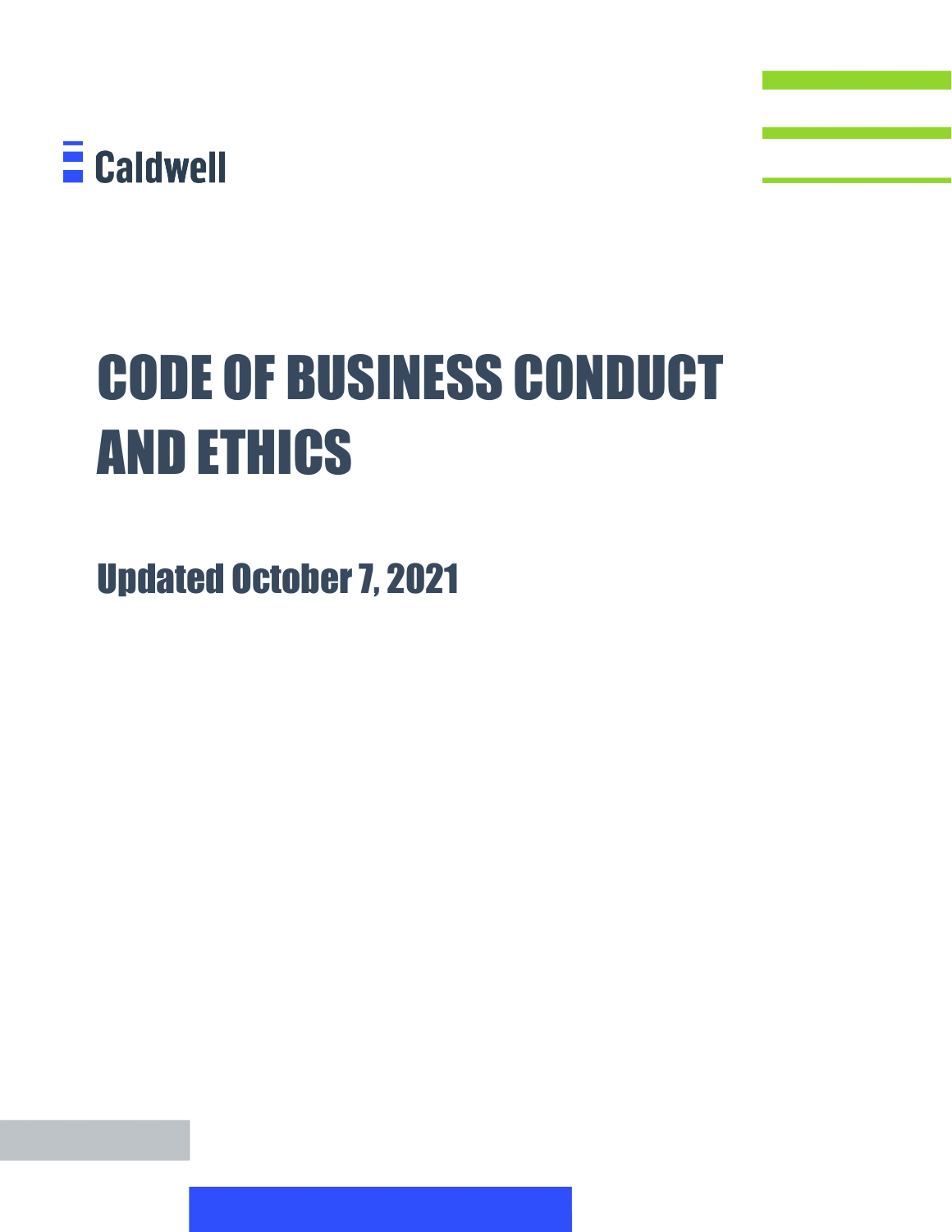Caldwell

# CODE OF BUSINESS CONDUCT AND ETHICS

## Updated October 7, 2021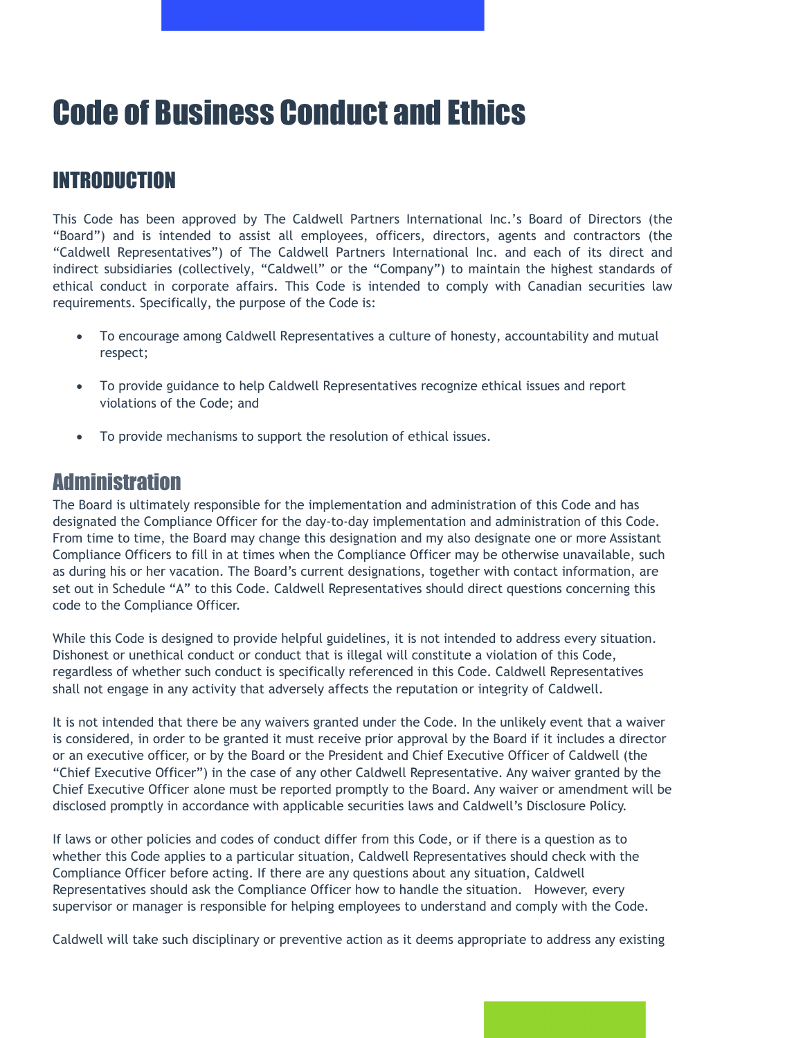# Code of Business Conduct and Ethics

## INTRODUCTION

This Code has been approved by The Caldwell Partners International Inc.'s Board of Directors (the "Board") and is intended to assist all employees, officers, directors, agents and contractors (the "Caldwell Representatives") of The Caldwell Partners International Inc. and each of its direct and indirect subsidiaries (collectively, "Caldwell" or the "Company") to maintain the highest standards of ethical conduct in corporate affairs. This Code is intended to comply with Canadian securities law requirements. Specifically, the purpose of the Code is:

- To encourage among Caldwell Representatives a culture of honesty, accountability and mutual respect;
- To provide guidance to help Caldwell Representatives recognize ethical issues and report violations of the Code; and
- To provide mechanisms to support the resolution of ethical issues.

### Administration

The Board is ultimately responsible for the implementation and administration of this Code and has designated the Compliance Officer for the day-to-day implementation and administration of this Code. From time to time, the Board may change this designation and my also designate one or more Assistant Compliance Officers to fill in at times when the Compliance Officer may be otherwise unavailable, such as during his or her vacation. The Board's current designations, together with contact information, are set out in Schedule "A" to this Code. Caldwell Representatives should direct questions concerning this code to the Compliance Officer.

While this Code is designed to provide helpful guidelines, it is not intended to address every situation. Dishonest or unethical conduct or conduct that is illegal will constitute a violation of this Code, regardless of whether such conduct is specifically referenced in this Code. Caldwell Representatives shall not engage in any activity that adversely affects the reputation or integrity of Caldwell.

It is not intended that there be any waivers granted under the Code. In the unlikely event that a waiver is considered, in order to be granted it must receive prior approval by the Board if it includes a director or an executive officer, or by the Board or the President and Chief Executive Officer of Caldwell (the "Chief Executive Officer") in the case of any other Caldwell Representative. Any waiver granted by the Chief Executive Officer alone must be reported promptly to the Board. Any waiver or amendment will be disclosed promptly in accordance with applicable securities laws and Caldwell's Disclosure Policy.

If laws or other policies and codes of conduct differ from this Code, or if there is a question as to whether this Code applies to a particular situation, Caldwell Representatives should check with the Compliance Officer before acting. If there are any questions about any situation, Caldwell Representatives should ask the Compliance Officer how to handle the situation. However, every supervisor or manager is responsible for helping employees to understand and comply with the Code.

Caldwell will take such disciplinary or preventive action as it deems appropriate to address any existing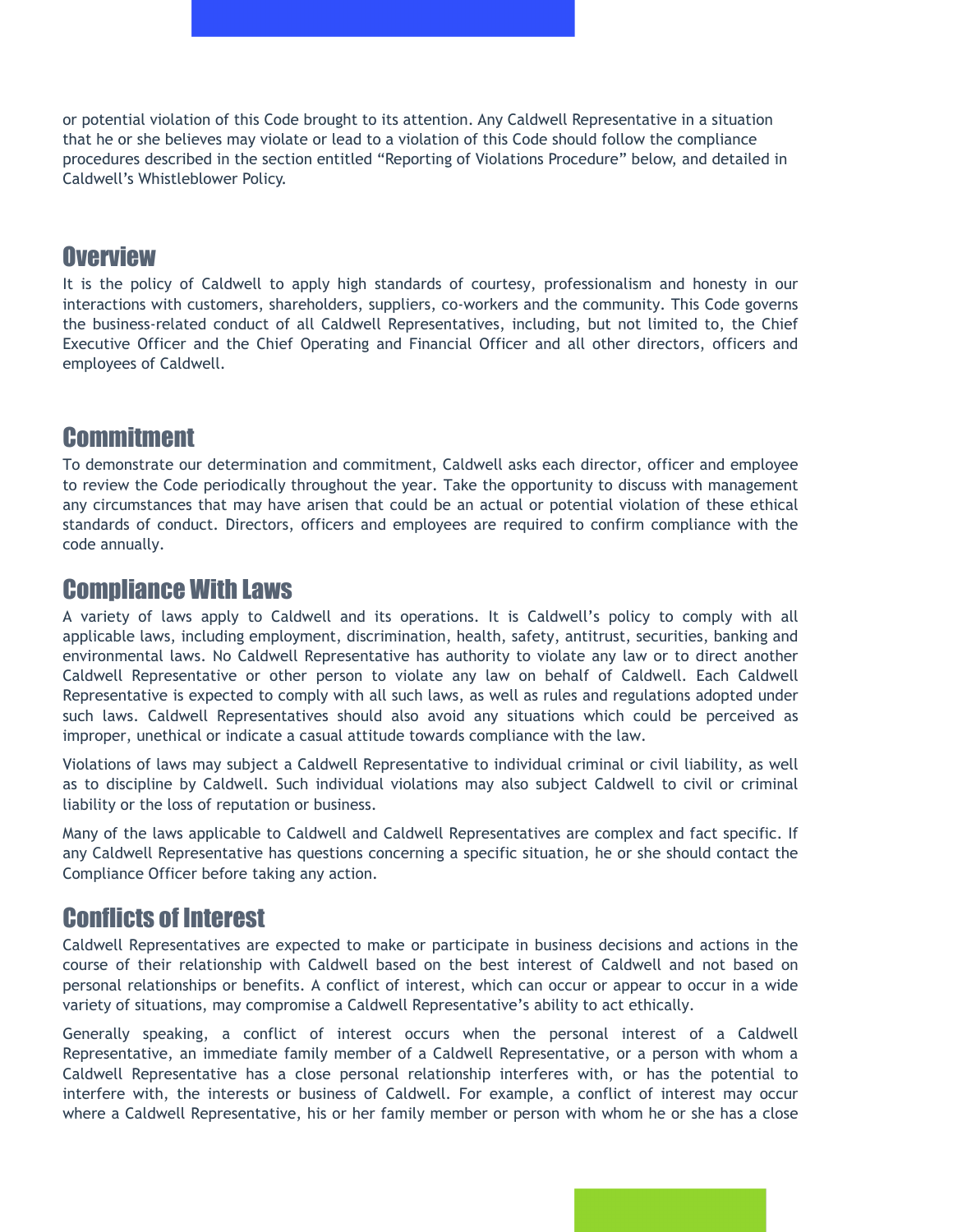or potential violation of this Code brought to its attention. Any Caldwell Representative in a situation that he or she believes may violate or lead to a violation of this Code should follow the compliance procedures described in the section entitled "Reporting of Violations Procedure" below, and detailed in Caldwell's Whistleblower Policy.

## Overview

It is the policy of Caldwell to apply high standards of courtesy, professionalism and honesty in our interactions with customers, shareholders, suppliers, co-workers and the community. This Code governs the business-related conduct of all Caldwell Representatives, including, but not limited to, the Chief Executive Officer and the Chief Operating and Financial Officer and all other directors, officers and employees of Caldwell.

## Commitment

To demonstrate our determination and commitment, Caldwell asks each director, officer and employee to review the Code periodically throughout the year. Take the opportunity to discuss with management any circumstances that may have arisen that could be an actual or potential violation of these ethical standards of conduct. Directors, officers and employees are required to confirm compliance with the code annually.

## Compliance With Laws

A variety of laws apply to Caldwell and its operations. It is Caldwell's policy to comply with all applicable laws, including employment, discrimination, health, safety, antitrust, securities, banking and environmental laws. No Caldwell Representative has authority to violate any law or to direct another Caldwell Representative or other person to violate any law on behalf of Caldwell. Each Caldwell Representative is expected to comply with all such laws, as well as rules and regulations adopted under such laws. Caldwell Representatives should also avoid any situations which could be perceived as improper, unethical or indicate a casual attitude towards compliance with the law.

Violations of laws may subject a Caldwell Representative to individual criminal or civil liability, as well as to discipline by Caldwell. Such individual violations may also subject Caldwell to civil or criminal liability or the loss of reputation or business.

Many of the laws applicable to Caldwell and Caldwell Representatives are complex and fact specific. If any Caldwell Representative has questions concerning a specific situation, he or she should contact the Compliance Officer before taking any action.

## Conflicts of Interest

Caldwell Representatives are expected to make or participate in business decisions and actions in the course of their relationship with Caldwell based on the best interest of Caldwell and not based on personal relationships or benefits. A conflict of interest, which can occur or appear to occur in a wide variety of situations, may compromise a Caldwell Representative's ability to act ethically.

Generally speaking, a conflict of interest occurs when the personal interest of a Caldwell Representative, an immediate family member of a Caldwell Representative, or a person with whom a Caldwell Representative has a close personal relationship interferes with, or has the potential to interfere with, the interests or business of Caldwell. For example, a conflict of interest may occur where a Caldwell Representative, his or her family member or person with whom he or she has a close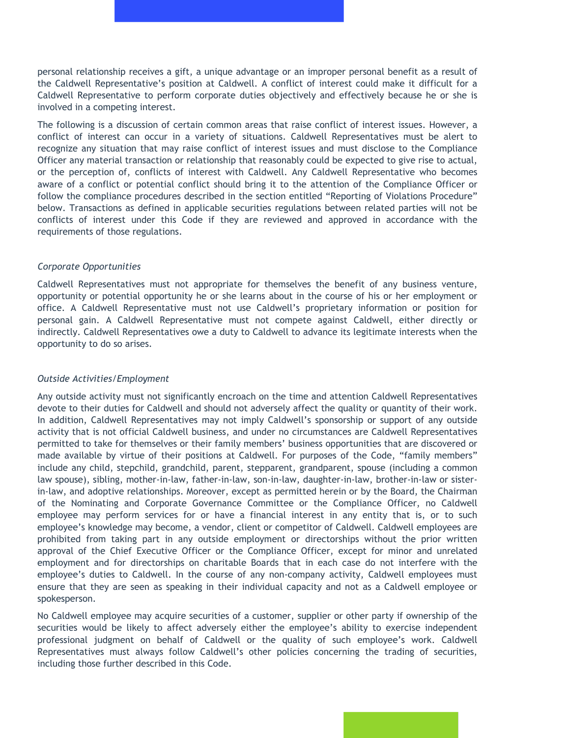personal relationship receives a gift, a unique advantage or an improper personal benefit as a result of the Caldwell Representative's position at Caldwell. A conflict of interest could make it difficult for a Caldwell Representative to perform corporate duties objectively and effectively because he or she is involved in a competing interest.

The following is a discussion of certain common areas that raise conflict of interest issues. However, a conflict of interest can occur in a variety of situations. Caldwell Representatives must be alert to recognize any situation that may raise conflict of interest issues and must disclose to the Compliance Officer any material transaction or relationship that reasonably could be expected to give rise to actual, or the perception of, conflicts of interest with Caldwell. Any Caldwell Representative who becomes aware of a conflict or potential conflict should bring it to the attention of the Compliance Officer or follow the compliance procedures described in the section entitled "Reporting of Violations Procedure" below. Transactions as defined in applicable securities regulations between related parties will not be conflicts of interest under this Code if they are reviewed and approved in accordance with the requirements of those regulations.

*Corporate Opportunities*

Caldwell Representatives must not appropriate for themselves the benefit of any business venture, opportunity or potential opportunity he or she learns about in the course of his or her employment or office. A Caldwell Representative must not use Caldwell's proprietary information or position for personal gain. A Caldwell Representative must not compete against Caldwell, either directly or indirectly. Caldwell Representatives owe a duty to Caldwell to advance its legitimate interests when the opportunity to do so arises.

*Outside Activities/Employment*

Any outside activity must not significantly encroach on the time and attention Caldwell Representatives devote to their duties for Caldwell and should not adversely affect the quality or quantity of their work. In addition, Caldwell Representatives may not imply Caldwell's sponsorship or support of any outside activity that is not official Caldwell business, and under no circumstances are Caldwell Representatives permitted to take for themselves or their family members' business opportunities that are discovered or made available by virtue of their positions at Caldwell. For purposes of the Code, "family members" include any child, stepchild, grandchild, parent, stepparent, grandparent, spouse (including a common law spouse), sibling, mother-in-law, father-in-law, son-in-law, daughter-in-law, brother-in-law or sister-in-law, and adoptive relationships. Moreover, except as permitted herein or by the Board, the Chairman of the Nominating and Corporate Governance Committee or the Compliance Officer, no Caldwell employee may perform services for or have a financial interest in any entity that is, or to such employee's knowledge may become, a vendor, client or competitor of Caldwell. Caldwell employees are prohibited from taking part in any outside employment or directorships without the prior written approval of the Chief Executive Officer or the Compliance Officer, except for minor and unrelated employment and for directorships on charitable Boards that in each case do not interfere with the employee's duties to Caldwell. In the course of any non-company activity, Caldwell employees must ensure that they are seen as speaking in their individual capacity and not as a Caldwell employee or spokesperson.

No Caldwell employee may acquire securities of a customer, supplier or other party if ownership of the securities would be likely to affect adversely either the employee's ability to exercise independent professional judgment on behalf of Caldwell or the quality of such employee's work. Caldwell Representatives must always follow Caldwell's other policies concerning the trading of securities, including those further described in this Code.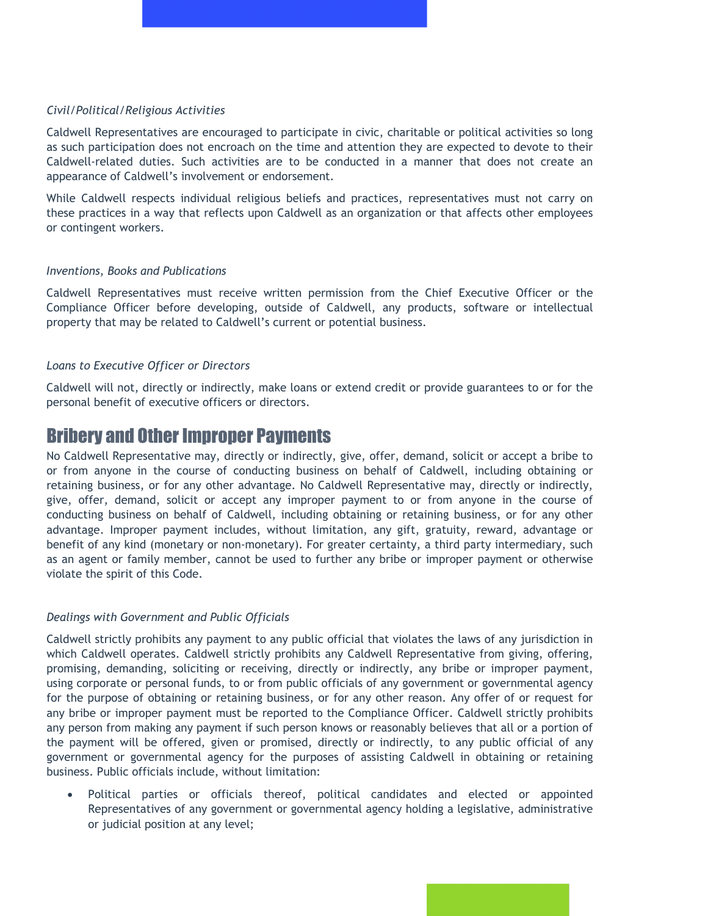*Civil/Political/Religious Activities*

Caldwell Representatives are encouraged to participate in civic, charitable or political activities so long as such participation does not encroach on the time and attention they are expected to devote to their Caldwell-related duties. Such activities are to be conducted in a manner that does not create an appearance of Caldwell's involvement or endorsement.

While Caldwell respects individual religious beliefs and practices, representatives must not carry on these practices in a way that reflects upon Caldwell as an organization or that affects other employees or contingent workers.

*Inventions, Books and Publications*

Caldwell Representatives must receive written permission from the Chief Executive Officer or the Compliance Officer before developing, outside of Caldwell, any products, software or intellectual property that may be related to Caldwell's current or potential business.

*Loans to Executive Officer or Directors*

Caldwell will not, directly or indirectly, make loans or extend credit or provide guarantees to or for the personal benefit of executive officers or directors.

## Bribery and Other Improper Payments

No Caldwell Representative may, directly or indirectly, give, offer, demand, solicit or accept a bribe to or from anyone in the course of conducting business on behalf of Caldwell, including obtaining or retaining business, or for any other advantage. No Caldwell Representative may, directly or indirectly, give, offer, demand, solicit or accept any improper payment to or from anyone in the course of conducting business on behalf of Caldwell, including obtaining or retaining business, or for any other advantage. Improper payment includes, without limitation, any gift, gratuity, reward, advantage or benefit of any kind (monetary or non-monetary). For greater certainty, a third party intermediary, such as an agent or family member, cannot be used to further any bribe or improper payment or otherwise violate the spirit of this Code.

*Dealings with Government and Public Officials*

Caldwell strictly prohibits any payment to any public official that violates the laws of any jurisdiction in which Caldwell operates. Caldwell strictly prohibits any Caldwell Representative from giving, offering, promising, demanding, soliciting or receiving, directly or indirectly, any bribe or improper payment, using corporate or personal funds, to or from public officials of any government or governmental agency for the purpose of obtaining or retaining business, or for any other reason. Any offer of or request for any bribe or improper payment must be reported to the Compliance Officer. Caldwell strictly prohibits any person from making any payment if such person knows or reasonably believes that all or a portion of the payment will be offered, given or promised, directly or indirectly, to any public official of any government or governmental agency for the purposes of assisting Caldwell in obtaining or retaining business. Public officials include, without limitation:

- Political parties or officials thereof, political candidates and elected or appointed Representatives of any government or governmental agency holding a legislative, administrative or judicial position at any level;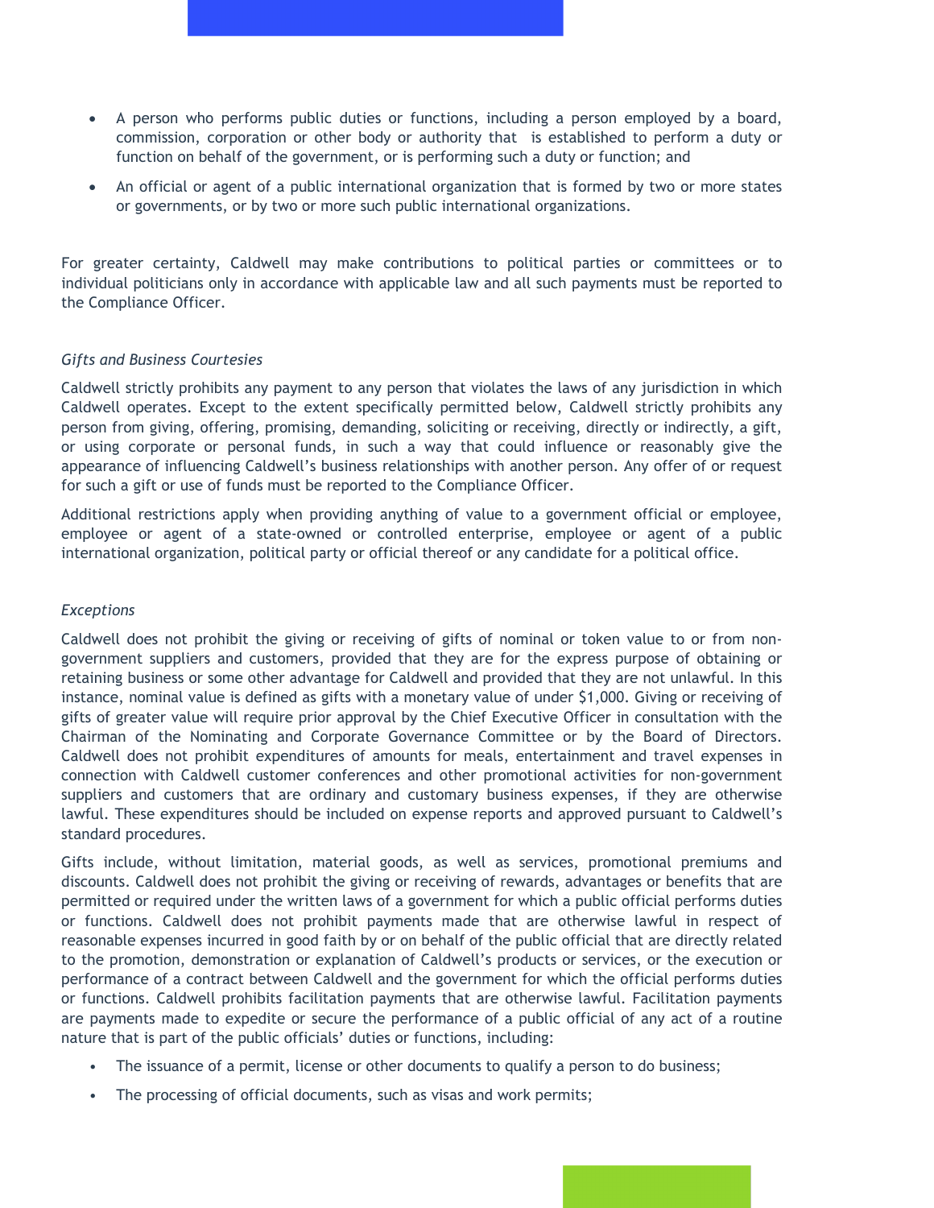- A person who performs public duties or functions, including a person employed by a board, commission, corporation or other body or authority that is established to perform a duty or function on behalf of the government, or is performing such a duty or function; and
- An official or agent of a public international organization that is formed by two or more states or governments, or by two or more such public international organizations.

For greater certainty, Caldwell may make contributions to political parties or committees or to individual politicians only in accordance with applicable law and all such payments must be reported to the Compliance Officer.

*Gifts and Business Courtesies*

Caldwell strictly prohibits any payment to any person that violates the laws of any jurisdiction in which Caldwell operates. Except to the extent specifically permitted below, Caldwell strictly prohibits any person from giving, offering, promising, demanding, soliciting or receiving, directly or indirectly, a gift, or using corporate or personal funds, in such a way that could influence or reasonably give the appearance of influencing Caldwell's business relationships with another person. Any offer of or request for such a gift or use of funds must be reported to the Compliance Officer.

Additional restrictions apply when providing anything of value to a government official or employee, employee or agent of a state-owned or controlled enterprise, employee or agent of a public international organization, political party or official thereof or any candidate for a political office.

*Exceptions*

Caldwell does not prohibit the giving or receiving of gifts of nominal or token value to or from non-government suppliers and customers, provided that they are for the express purpose of obtaining or retaining business or some other advantage for Caldwell and provided that they are not unlawful. In this instance, nominal value is defined as gifts with a monetary value of under $1,000. Giving or receiving of gifts of greater value will require prior approval by the Chief Executive Officer in consultation with the Chairman of the Nominating and Corporate Governance Committee or by the Board of Directors. Caldwell does not prohibit expenditures of amounts for meals, entertainment and travel expenses in connection with Caldwell customer conferences and other promotional activities for non-government suppliers and customers that are ordinary and customary business expenses, if they are otherwise lawful. These expenditures should be included on expense reports and approved pursuant to Caldwell's standard procedures.

Gifts include, without limitation, material goods, as well as services, promotional premiums and discounts. Caldwell does not prohibit the giving or receiving of rewards, advantages or benefits that are permitted or required under the written laws of a government for which a public official performs duties or functions. Caldwell does not prohibit payments made that are otherwise lawful in respect of reasonable expenses incurred in good faith by or on behalf of the public official that are directly related to the promotion, demonstration or explanation of Caldwell's products or services, or the execution or performance of a contract between Caldwell and the government for which the official performs duties or functions. Caldwell prohibits facilitation payments that are otherwise lawful. Facilitation payments are payments made to expedite or secure the performance of a public official of any act of a routine nature that is part of the public officials' duties or functions, including:

- The issuance of a permit, license or other documents to qualify a person to do business;
- The processing of official documents, such as visas and work permits;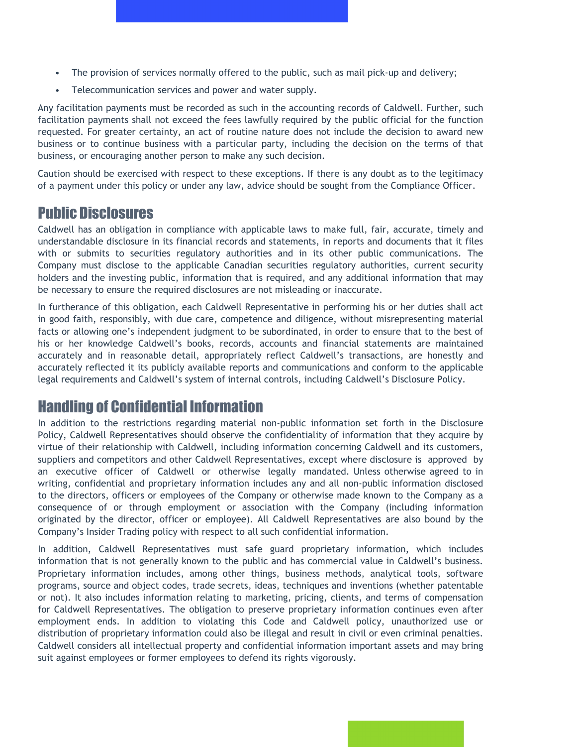- The provision of services normally offered to the public, such as mail pick-up and delivery;
- Telecommunication services and power and water supply.

Any facilitation payments must be recorded as such in the accounting records of Caldwell. Further, such facilitation payments shall not exceed the fees lawfully required by the public official for the function requested. For greater certainty, an act of routine nature does not include the decision to award new business or to continue business with a particular party, including the decision on the terms of that business, or encouraging another person to make any such decision.

Caution should be exercised with respect to these exceptions. If there is any doubt as to the legitimacy of a payment under this policy or under any law, advice should be sought from the Compliance Officer.

## Public Disclosures

Caldwell has an obligation in compliance with applicable laws to make full, fair, accurate, timely and understandable disclosure in its financial records and statements, in reports and documents that it files with or submits to securities regulatory authorities and in its other public communications. The Company must disclose to the applicable Canadian securities regulatory authorities, current security holders and the investing public, information that is required, and any additional information that may be necessary to ensure the required disclosures are not misleading or inaccurate.

In furtherance of this obligation, each Caldwell Representative in performing his or her duties shall act in good faith, responsibly, with due care, competence and diligence, without misrepresenting material facts or allowing one's independent judgment to be subordinated, in order to ensure that to the best of his or her knowledge Caldwell's books, records, accounts and financial statements are maintained accurately and in reasonable detail, appropriately reflect Caldwell's transactions, are honestly and accurately reflected it its publicly available reports and communications and conform to the applicable legal requirements and Caldwell's system of internal controls, including Caldwell's Disclosure Policy.

## Handling of Confidential Information

In addition to the restrictions regarding material non-public information set forth in the Disclosure Policy, Caldwell Representatives should observe the confidentiality of information that they acquire by virtue of their relationship with Caldwell, including information concerning Caldwell and its customers, suppliers and competitors and other Caldwell Representatives, except where disclosure is approved by an executive officer of Caldwell or otherwise legally mandated. Unless otherwise agreed to in writing, confidential and proprietary information includes any and all non-public information disclosed to the directors, officers or employees of the Company or otherwise made known to the Company as a consequence of or through employment or association with the Company (including information originated by the director, officer or employee). All Caldwell Representatives are also bound by the Company's Insider Trading policy with respect to all such confidential information.

In addition, Caldwell Representatives must safe guard proprietary information, which includes information that is not generally known to the public and has commercial value in Caldwell's business. Proprietary information includes, among other things, business methods, analytical tools, software programs, source and object codes, trade secrets, ideas, techniques and inventions (whether patentable or not). It also includes information relating to marketing, pricing, clients, and terms of compensation for Caldwell Representatives. The obligation to preserve proprietary information continues even after employment ends. In addition to violating this Code and Caldwell policy, unauthorized use or distribution of proprietary information could also be illegal and result in civil or even criminal penalties. Caldwell considers all intellectual property and confidential information important assets and may bring suit against employees or former employees to defend its rights vigorously.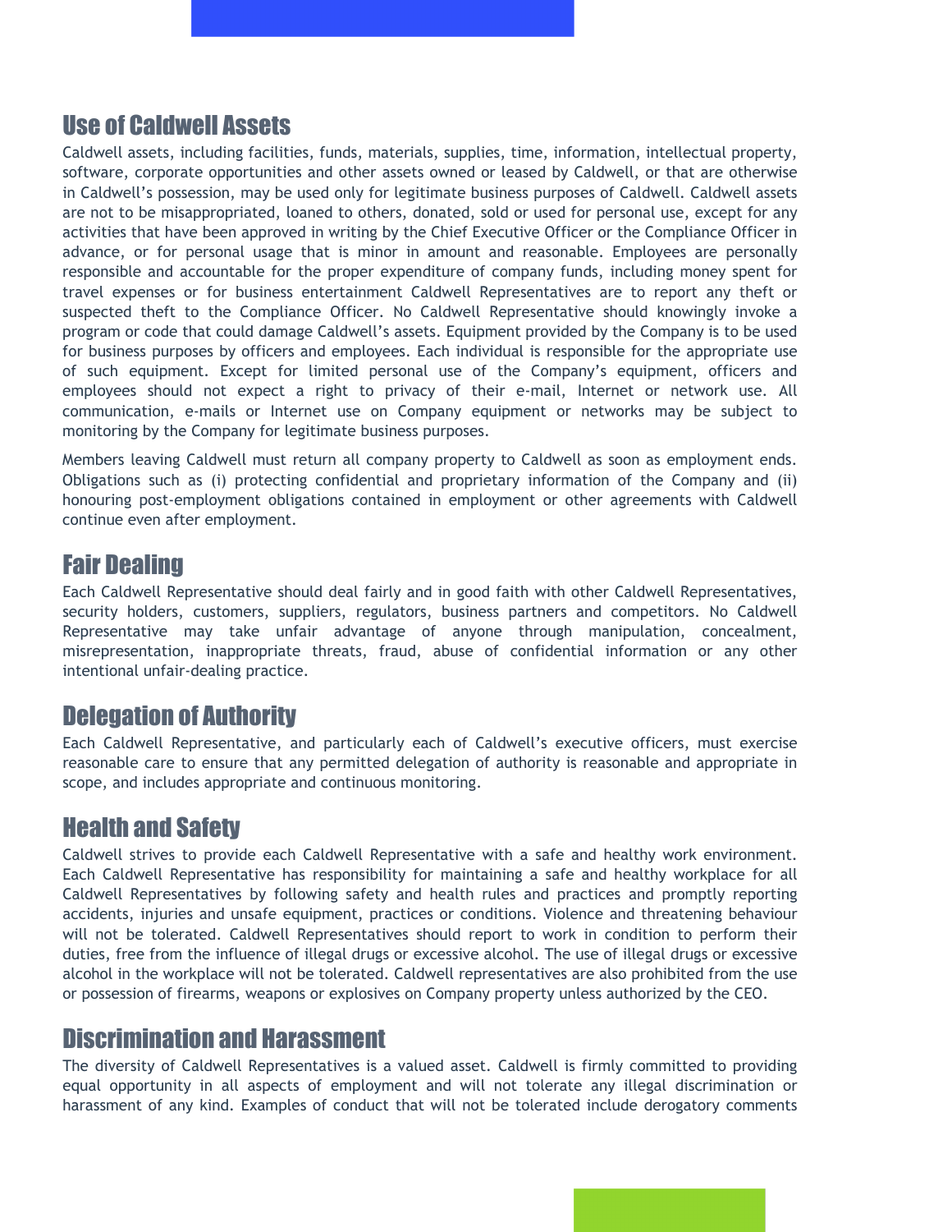## Use of Caldwell Assets

Caldwell assets, including facilities, funds, materials, supplies, time, information, intellectual property, software, corporate opportunities and other assets owned or leased by Caldwell, or that are otherwise in Caldwell's possession, may be used only for legitimate business purposes of Caldwell. Caldwell assets are not to be misappropriated, loaned to others, donated, sold or used for personal use, except for any activities that have been approved in writing by the Chief Executive Officer or the Compliance Officer in advance, or for personal usage that is minor in amount and reasonable. Employees are personally responsible and accountable for the proper expenditure of company funds, including money spent for travel expenses or for business entertainment Caldwell Representatives are to report any theft or suspected theft to the Compliance Officer. No Caldwell Representative should knowingly invoke a program or code that could damage Caldwell's assets. Equipment provided by the Company is to be used for business purposes by officers and employees. Each individual is responsible for the appropriate use of such equipment. Except for limited personal use of the Company's equipment, officers and employees should not expect a right to privacy of their e-mail, Internet or network use. All communication, e-mails or Internet use on Company equipment or networks may be subject to monitoring by the Company for legitimate business purposes.

Members leaving Caldwell must return all company property to Caldwell as soon as employment ends. Obligations such as (i) protecting confidential and proprietary information of the Company and (ii) honouring post-employment obligations contained in employment or other agreements with Caldwell continue even after employment.

## Fair Dealing

Each Caldwell Representative should deal fairly and in good faith with other Caldwell Representatives, security holders, customers, suppliers, regulators, business partners and competitors. No Caldwell Representative may take unfair advantage of anyone through manipulation, concealment, misrepresentation, inappropriate threats, fraud, abuse of confidential information or any other intentional unfair-dealing practice.

## Delegation of Authority

Each Caldwell Representative, and particularly each of Caldwell's executive officers, must exercise reasonable care to ensure that any permitted delegation of authority is reasonable and appropriate in scope, and includes appropriate and continuous monitoring.

## Health and Safety

Caldwell strives to provide each Caldwell Representative with a safe and healthy work environment. Each Caldwell Representative has responsibility for maintaining a safe and healthy workplace for all Caldwell Representatives by following safety and health rules and practices and promptly reporting accidents, injuries and unsafe equipment, practices or conditions. Violence and threatening behaviour will not be tolerated. Caldwell Representatives should report to work in condition to perform their duties, free from the influence of illegal drugs or excessive alcohol. The use of illegal drugs or excessive alcohol in the workplace will not be tolerated. Caldwell representatives are also prohibited from the use or possession of firearms, weapons or explosives on Company property unless authorized by the CEO.

## Discrimination and Harassment

The diversity of Caldwell Representatives is a valued asset. Caldwell is firmly committed to providing equal opportunity in all aspects of employment and will not tolerate any illegal discrimination or harassment of any kind. Examples of conduct that will not be tolerated include derogatory comments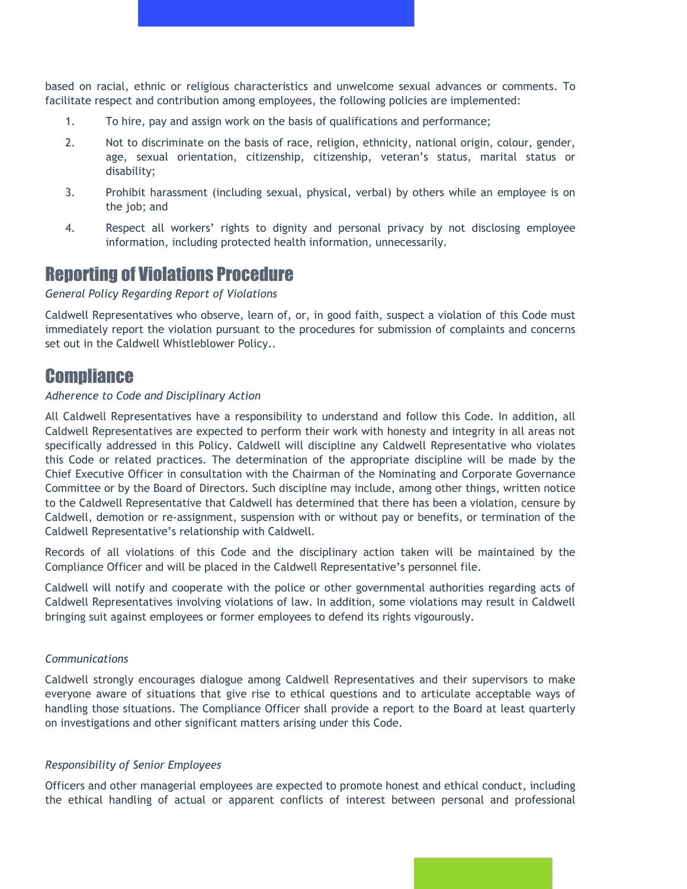based on racial, ethnic or religious characteristics and unwelcome sexual advances or comments. To facilitate respect and contribution among employees, the following policies are implemented:

1. To hire, pay and assign work on the basis of qualifications and performance;
2. Not to discriminate on the basis of race, religion, ethnicity, national origin, colour, gender, age, sexual orientation, citizenship, citizenship, veteran's status, marital status or disability;
3. Prohibit harassment (including sexual, physical, verbal) by others while an employee is on the job; and
4. Respect all workers' rights to dignity and personal privacy by not disclosing employee information, including protected health information, unnecessarily.

## Reporting of Violations Procedure

*General Policy Regarding Report of Violations*

Caldwell Representatives who observe, learn of, or, in good faith, suspect a violation of this Code must immediately report the violation pursuant to the procedures for submission of complaints and concerns set out in the Caldwell Whistleblower Policy..

## Compliance

*Adherence to Code and Disciplinary Action*

All Caldwell Representatives have a responsibility to understand and follow this Code. In addition, all Caldwell Representatives are expected to perform their work with honesty and integrity in all areas not specifically addressed in this Policy. Caldwell will discipline any Caldwell Representative who violates this Code or related practices. The determination of the appropriate discipline will be made by the Chief Executive Officer in consultation with the Chairman of the Nominating and Corporate Governance Committee or by the Board of Directors. Such discipline may include, among other things, written notice to the Caldwell Representative that Caldwell has determined that there has been a violation, censure by Caldwell, demotion or re-assignment, suspension with or without pay or benefits, or termination of the Caldwell Representative's relationship with Caldwell.

Records of all violations of this Code and the disciplinary action taken will be maintained by the Compliance Officer and will be placed in the Caldwell Representative's personnel file.

Caldwell will notify and cooperate with the police or other governmental authorities regarding acts of Caldwell Representatives involving violations of law. In addition, some violations may result in Caldwell bringing suit against employees or former employees to defend its rights vigourously.

*Communications*

Caldwell strongly encourages dialogue among Caldwell Representatives and their supervisors to make everyone aware of situations that give rise to ethical questions and to articulate acceptable ways of handling those situations. The Compliance Officer shall provide a report to the Board at least quarterly on investigations and other significant matters arising under this Code.

*Responsibility of Senior Employees*

Officers and other managerial employees are expected to promote honest and ethical conduct, including the ethical handling of actual or apparent conflicts of interest between personal and professional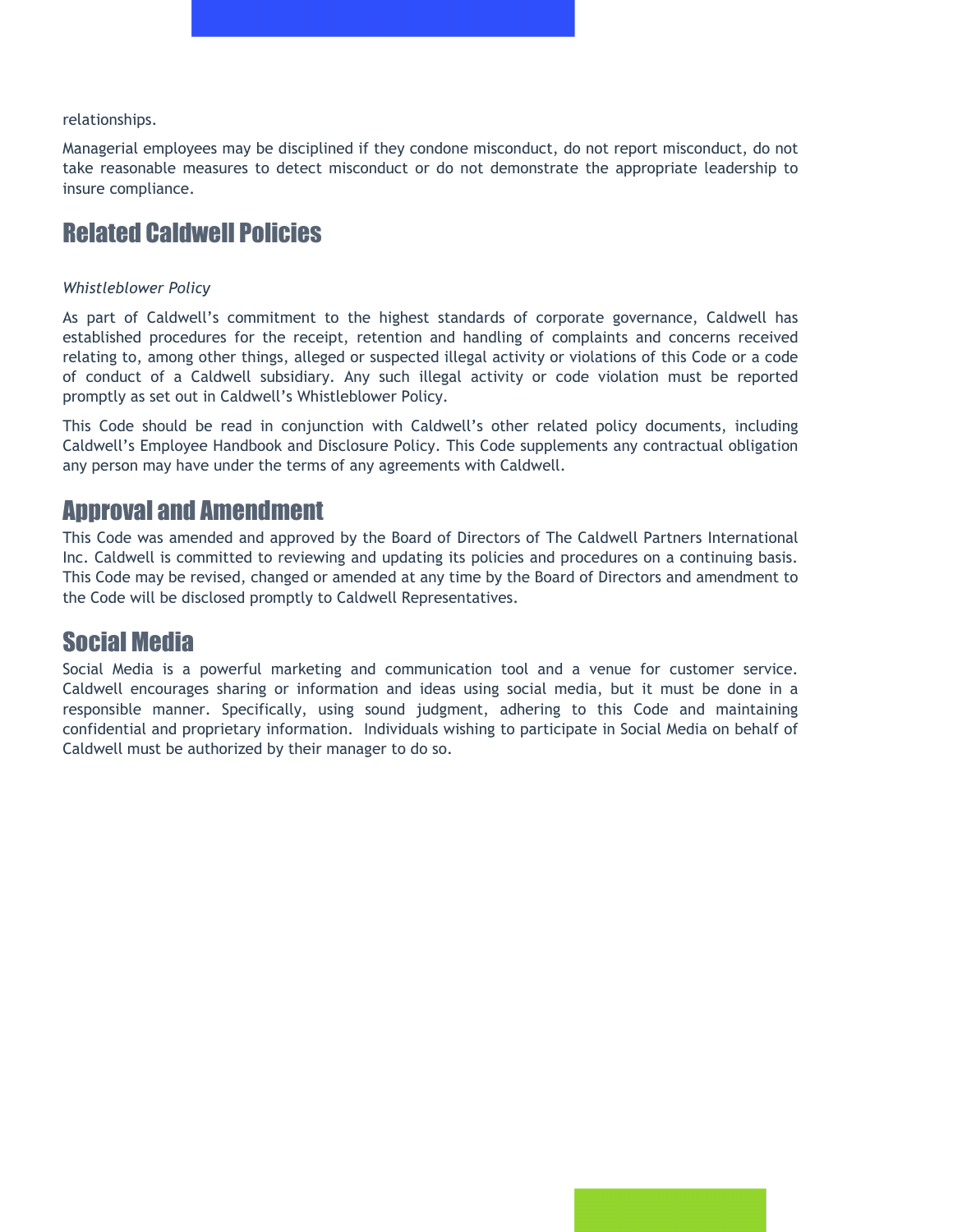relationships.

Managerial employees may be disciplined if they condone misconduct, do not report misconduct, do not take reasonable measures to detect misconduct or do not demonstrate the appropriate leadership to insure compliance.

## Related Caldwell Policies

*Whistleblower Policy*

As part of Caldwell's commitment to the highest standards of corporate governance, Caldwell has established procedures for the receipt, retention and handling of complaints and concerns received relating to, among other things, alleged or suspected illegal activity or violations of this Code or a code of conduct of a Caldwell subsidiary. Any such illegal activity or code violation must be reported promptly as set out in Caldwell's Whistleblower Policy.

This Code should be read in conjunction with Caldwell's other related policy documents, including Caldwell's Employee Handbook and Disclosure Policy. This Code supplements any contractual obligation any person may have under the terms of any agreements with Caldwell.

## Approval and Amendment

This Code was amended and approved by the Board of Directors of The Caldwell Partners International Inc. Caldwell is committed to reviewing and updating its policies and procedures on a continuing basis. This Code may be revised, changed or amended at any time by the Board of Directors and amendment to the Code will be disclosed promptly to Caldwell Representatives.

## Social Media

Social Media is a powerful marketing and communication tool and a venue for customer service. Caldwell encourages sharing or information and ideas using social media, but it must be done in a responsible manner. Specifically, using sound judgment, adhering to this Code and maintaining confidential and proprietary information. Individuals wishing to participate in Social Media on behalf of Caldwell must be authorized by their manager to do so.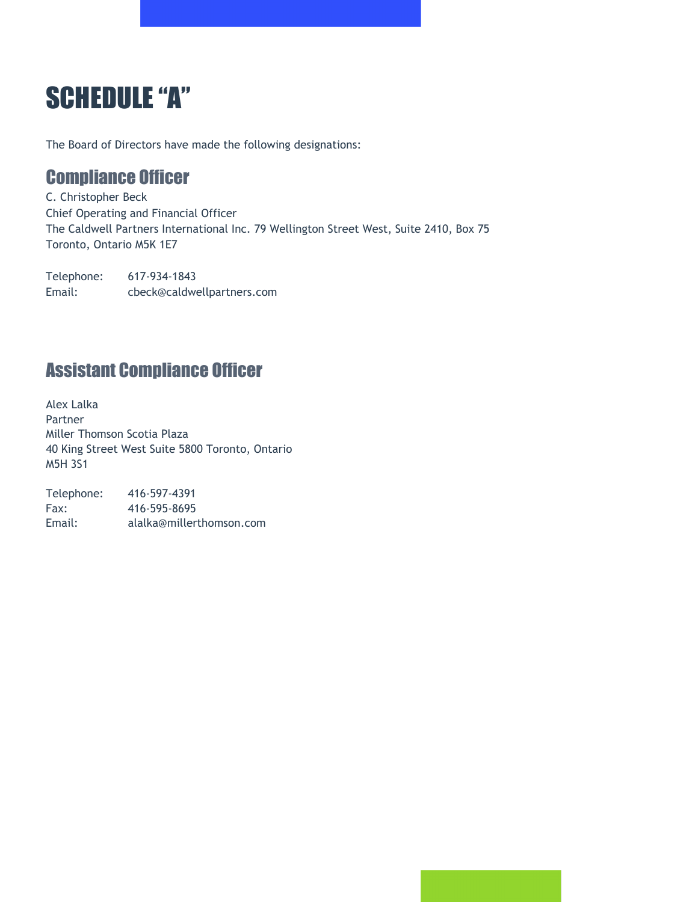# SCHEDULE “A”

The Board of Directors have made the following designations:

## Compliance Officer

C. Christopher Beck
Chief Operating and Financial Officer
The Caldwell Partners International Inc. 79 Wellington Street West, Suite 2410, Box 75
Toronto, Ontario M5K 1E7

Telephone: 617-934-1843
Email: cbeck@caldwellpartners.com

## Assistant Compliance Officer

Alex Lalka
Partner
Miller Thomson Scotia Plaza
40 King Street West Suite 5800 Toronto, Ontario
M5H 3S1

Telephone: 416-597-4391
Fax: 416-595-8695
Email: alalka@millerthomson.com